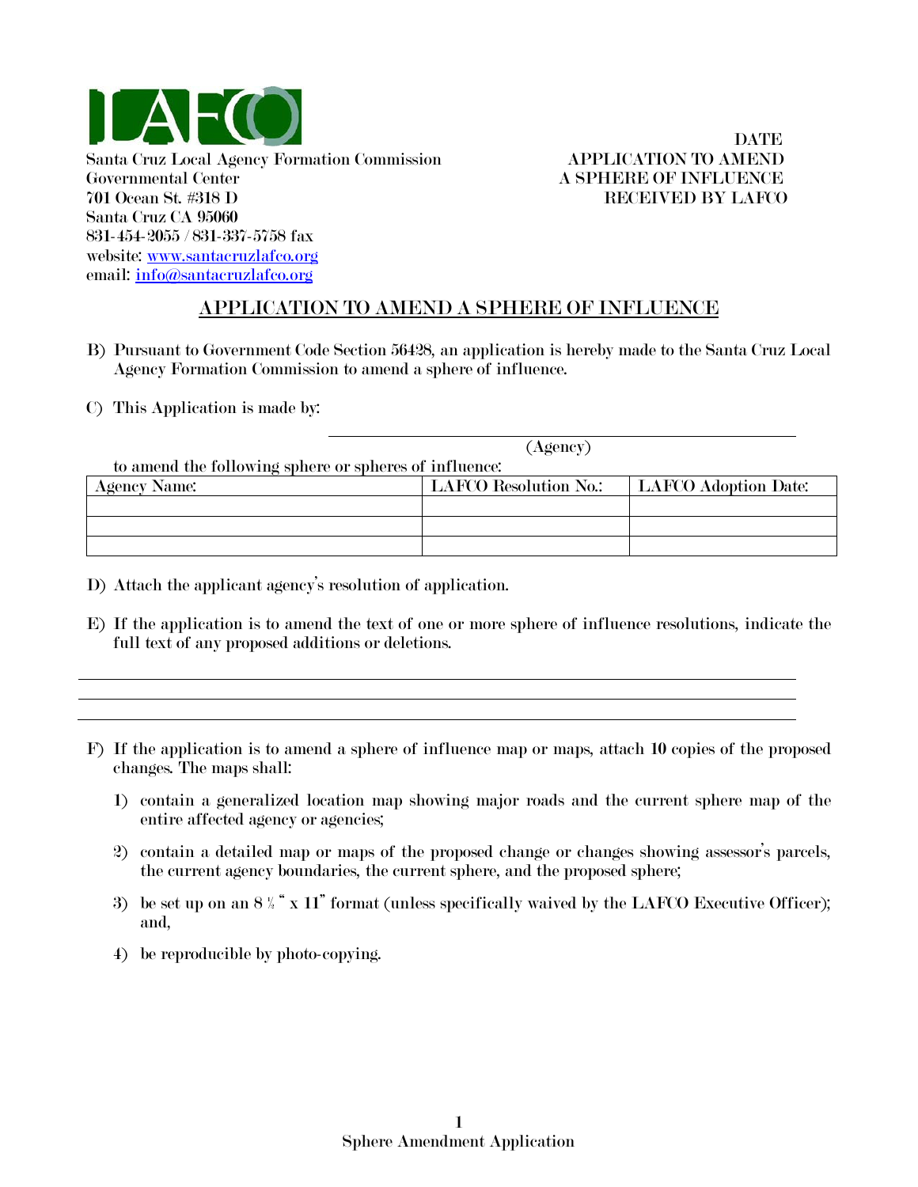LAFCO

Santa Cruz Local Agency Formation Commission
Governmental Center
701 Ocean St. #318 D
Santa Cruz CA 95060
831-454-2055 / 831-337-5758 fax
website: www.santacruzlafco.org
email: info@santacruzlafco.org

DATE
APPLICATION TO AMEND
A SPHERE OF INFLUENCE
RECEIVED BY LAFCO

## APPLICATION TO AMEND A SPHERE OF INFLUENCE

B) Pursuant to Government Code Section 56428, an application is hereby made to the Santa Cruz Local Agency Formation Commission to amend a sphere of influence.

C) This Application is made by:

_______________________________________________
(Agency)

to amend the following sphere or spheres of influence:

| Agency Name: | LAFCO Resolution No.: | LAFCO Adoption Date: |
|---|---|---|
| | | |
| | | |
| | | |

D) Attach the applicant agency's resolution of application.

E) If the application is to amend the text of one or more sphere of influence resolutions, indicate the full text of any proposed additions or deletions.

_______________________________________________

_______________________________________________

_______________________________________________

F) If the application is to amend a sphere of influence map or maps, attach 10 copies of the proposed changes. The maps shall:

1) contain a generalized location map showing major roads and the current sphere map of the entire affected agency or agencies;

2) contain a detailed map or maps of the proposed change or changes showing assessor's parcels, the current agency boundaries, the current sphere, and the proposed sphere;

3) be set up on an 8 ½ " x 11" format (unless specifically waived by the LAFCO Executive Officer); and,

4) be reproducible by photo-copying.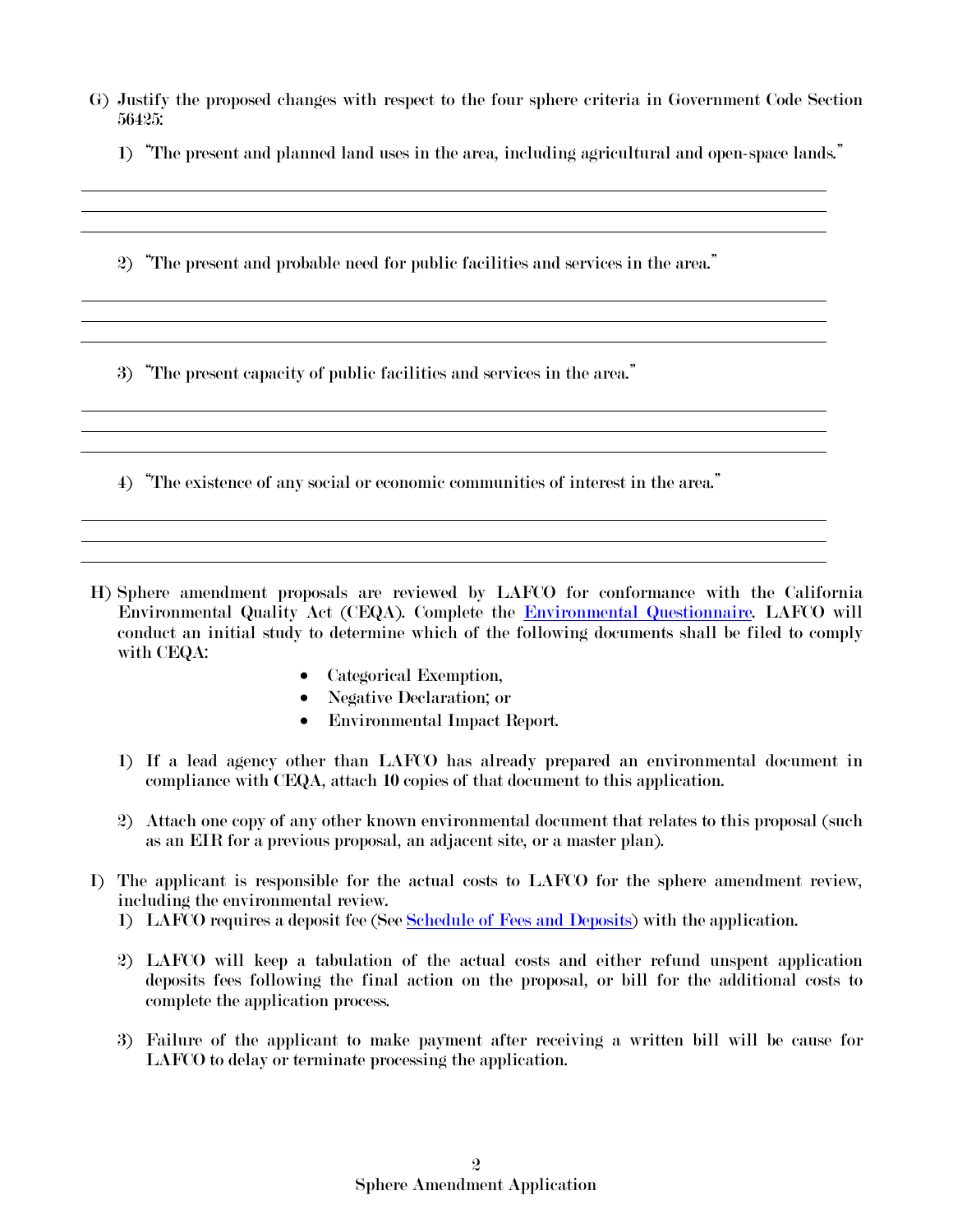G) Justify the proposed changes with respect to the four sphere criteria in Government Code Section 56425:

   1) "The present and planned land uses in the area, including agricultural and open-space lands."

   ______________________________________________________________________________

   ______________________________________________________________________________

   ______________________________________________________________________________

   2) "The present and probable need for public facilities and services in the area."

   ______________________________________________________________________________

   ______________________________________________________________________________

   ______________________________________________________________________________

   3) "The present capacity of public facilities and services in the area."

   ______________________________________________________________________________

   ______________________________________________________________________________

   ______________________________________________________________________________

   4) "The existence of any social or economic communities of interest in the area."

   ______________________________________________________________________________

   ______________________________________________________________________________

   ______________________________________________________________________________

H) Sphere amendment proposals are reviewed by LAFCO for conformance with the California Environmental Quality Act (CEQA). Complete the Environmental Questionnaire. LAFCO will conduct an initial study to determine which of the following documents shall be filed to comply with CEQA:

   - Categorical Exemption,
   - Negative Declaration; or
   - Environmental Impact Report.

   1) If a lead agency other than LAFCO has already prepared an environmental document in compliance with CEQA, attach **10** copies of that document to this application.

   2) Attach one copy of any other known environmental document that relates to this proposal (such as an EIR for a previous proposal, an adjacent site, or a master plan).

I) The applicant is responsible for the actual costs to LAFCO for the sphere amendment review, including the environmental review.

   1) LAFCO requires a deposit fee (See Schedule of Fees and Deposits) with the application.

   2) LAFCO will keep a tabulation of the actual costs and either refund unspent application deposits fees following the final action on the proposal, or bill for the additional costs to complete the application process.

   3) Failure of the applicant to make payment after receiving a written bill will be cause for LAFCO to delay or terminate processing the application.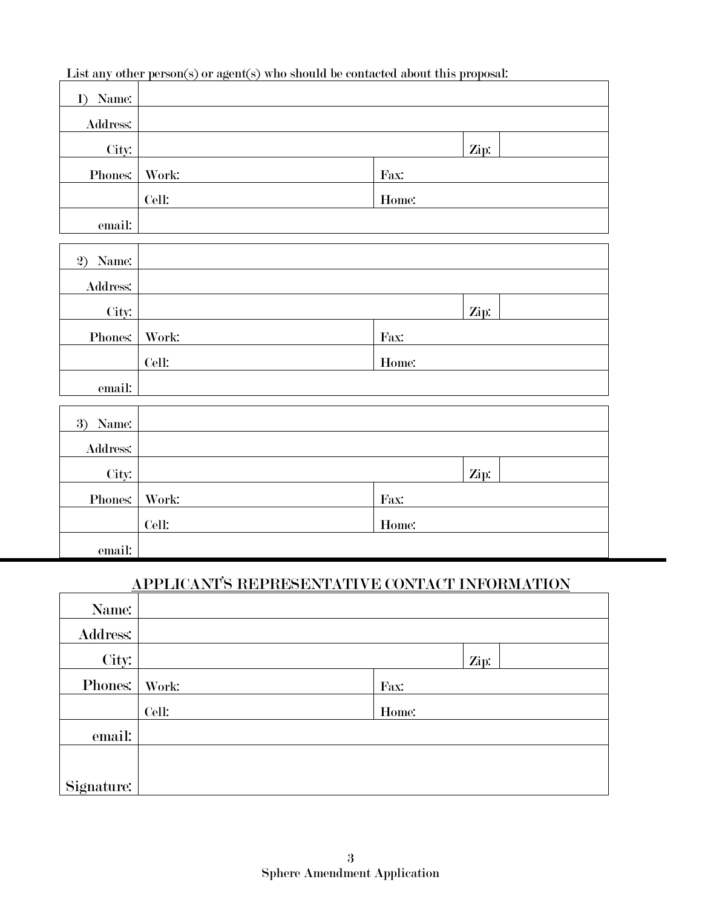List any other person(s) or agent(s) who should be contacted about this proposal:

| | | | |
|---|---|---|---|
| 1) Name: | | | |
| Address: | | | |
| City: | | Zip: | |
| Phones: | Work: | Fax: | |
| | Cell: | Home: | |
| email: | | | |

| | | | |
|---|---|---|---|
| 2) Name: | | | |
| Address: | | | |
| City: | | Zip: | |
| Phones: | Work: | Fax: | |
| | Cell: | Home: | |
| email: | | | |

| | | | |
|---|---|---|---|
| 3) Name: | | | |
| Address: | | | |
| City: | | Zip: | |
| Phones: | Work: | Fax: | |
| | Cell: | Home: | |
| email: | | | |

## APPLICANT'S REPRESENTATIVE CONTACT INFORMATION

| | | | |
|---|---|---|---|
| Name: | | | |
| Address: | | | |
| City: | | Zip: | |
| Phones: | Work: | Fax: | |
| | Cell: | Home: | |
| email: | | | |
| Signature: | | | |

Sphere Amendment Application